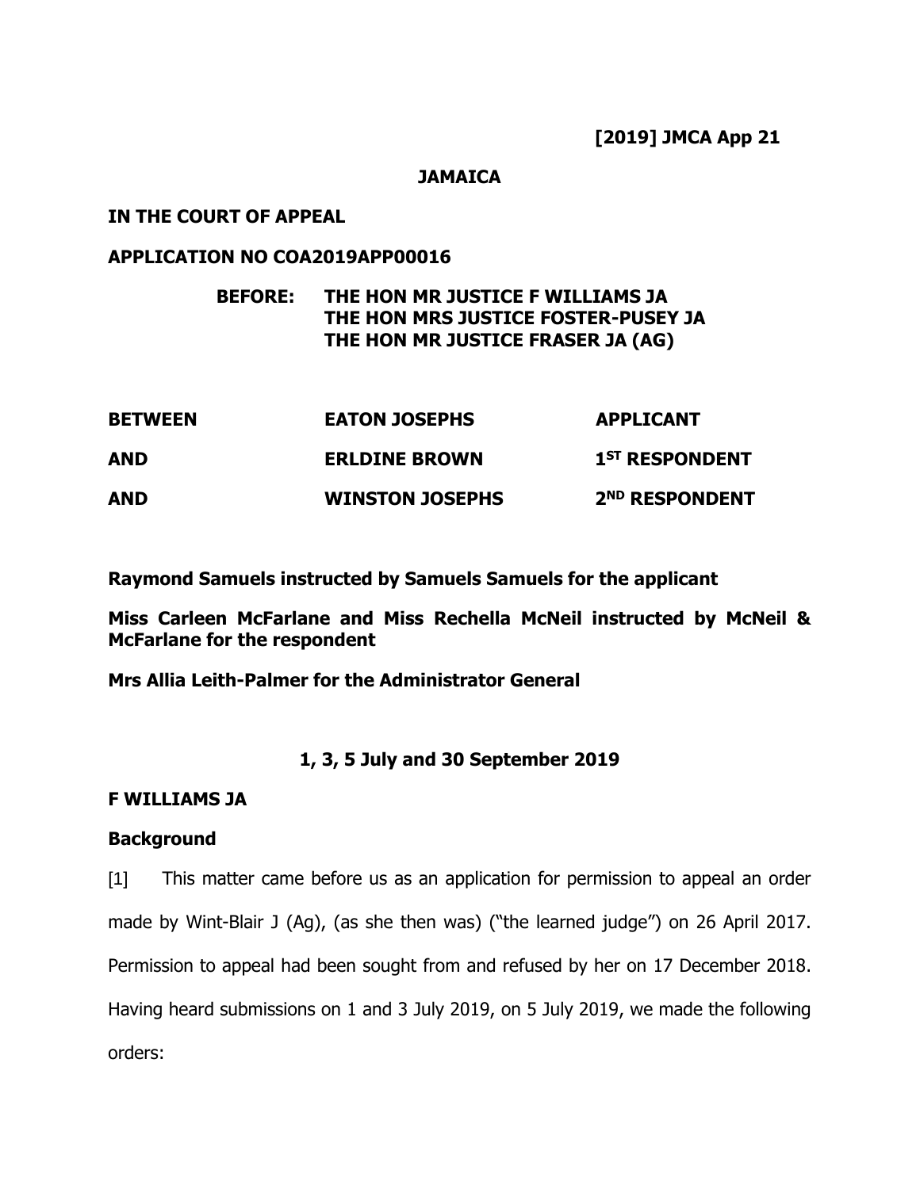**[2019] JMCA App 21**

**JAMAICA**

**IN THE COURT OF APPEAL**

**APPLICATION NO COA2019APP00016**

**BEFORE: THE HON MR JUSTICE F WILLIAMS JA**
**THE HON MRS JUSTICE FOSTER-PUSEY JA**
**THE HON MR JUSTICE FRASER JA (AG)**

| | | |
|---|---|---|
| **BETWEEN** | **EATON JOSEPHS** | **APPLICANT** |
| **AND** | **ERLDINE BROWN** | **1ST RESPONDENT** |
| **AND** | **WINSTON JOSEPHS** | **2ND RESPONDENT** |

**Raymond Samuels instructed by Samuels Samuels for the applicant**

**Miss Carleen McFarlane and Miss Rechella McNeil instructed by McNeil & McFarlane for the respondent**

**Mrs Allia Leith-Palmer for the Administrator General**

**1, 3, 5 July and 30 September 2019**

**F WILLIAMS JA**

**Background**

[1] This matter came before us as an application for permission to appeal an order made by Wint-Blair J (Ag), (as she then was) ("the learned judge") on 26 April 2017. Permission to appeal had been sought from and refused by her on 17 December 2018. Having heard submissions on 1 and 3 July 2019, on 5 July 2019, we made the following orders: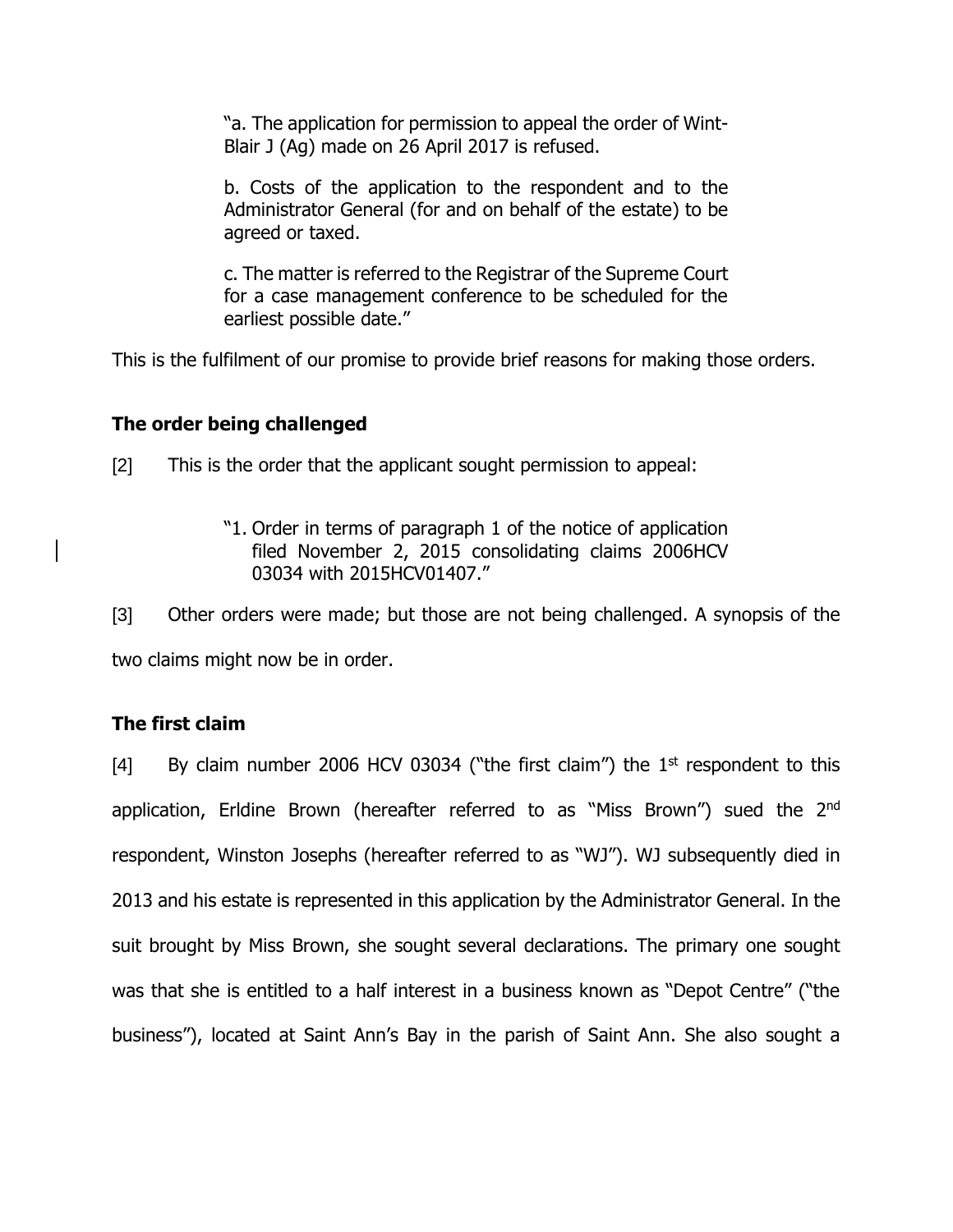"a. The application for permission to appeal the order of Wint-Blair J (Ag) made on 26 April 2017 is refused.

b. Costs of the application to the respondent and to the Administrator General (for and on behalf of the estate) to be agreed or taxed.

c. The matter is referred to the Registrar of the Supreme Court for a case management conference to be scheduled for the earliest possible date."

This is the fulfilment of our promise to provide brief reasons for making those orders.

## The order being challenged

[2] This is the order that the applicant sought permission to appeal:

> "1. Order in terms of paragraph 1 of the notice of application filed November 2, 2015 consolidating claims 2006HCV 03034 with 2015HCV01407."

[3] Other orders were made; but those are not being challenged. A synopsis of the two claims might now be in order.

## The first claim

[4] By claim number 2006 HCV 03034 ("the first claim") the 1st respondent to this application, Erldine Brown (hereafter referred to as "Miss Brown") sued the 2nd respondent, Winston Josephs (hereafter referred to as "WJ"). WJ subsequently died in 2013 and his estate is represented in this application by the Administrator General. In the suit brought by Miss Brown, she sought several declarations. The primary one sought was that she is entitled to a half interest in a business known as "Depot Centre" ("the business"), located at Saint Ann's Bay in the parish of Saint Ann. She also sought a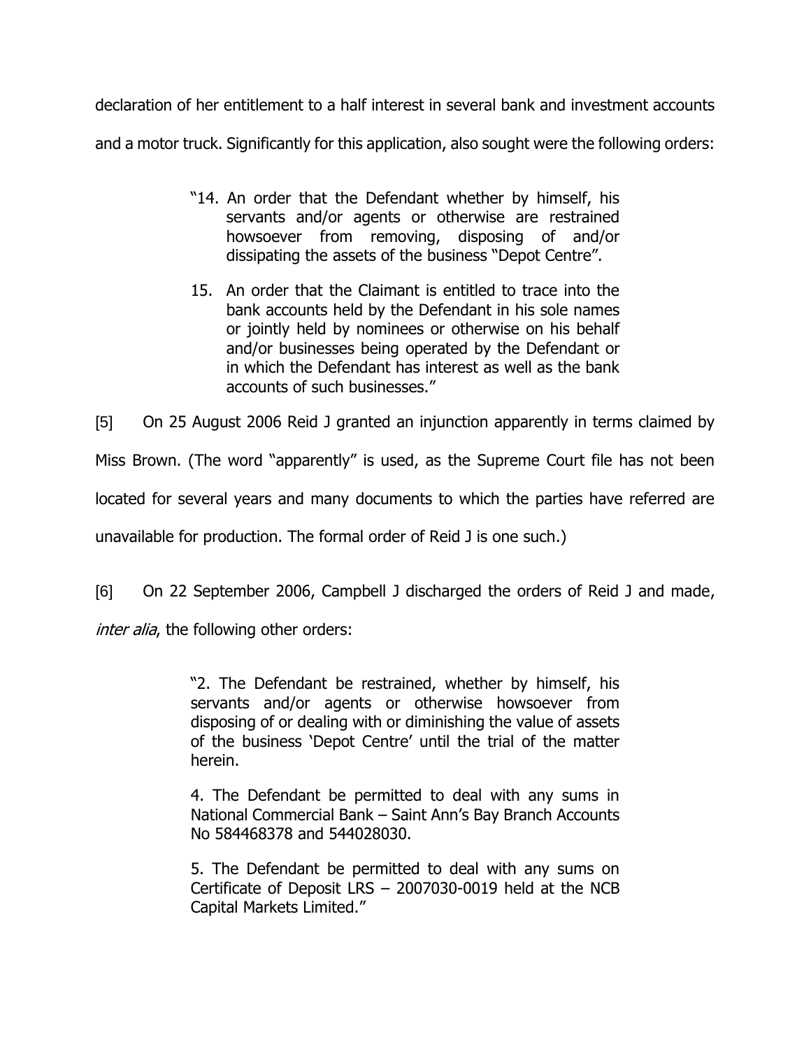declaration of her entitlement to a half interest in several bank and investment accounts and a motor truck. Significantly for this application, also sought were the following orders:

> "14. An order that the Defendant whether by himself, his servants and/or agents or otherwise are restrained howsoever from removing, disposing of and/or dissipating the assets of the business "Depot Centre".
>
> 15. An order that the Claimant is entitled to trace into the bank accounts held by the Defendant in his sole names or jointly held by nominees or otherwise on his behalf and/or businesses being operated by the Defendant or in which the Defendant has interest as well as the bank accounts of such businesses."

[5] On 25 August 2006 Reid J granted an injunction apparently in terms claimed by Miss Brown. (The word "apparently" is used, as the Supreme Court file has not been located for several years and many documents to which the parties have referred are unavailable for production. The formal order of Reid J is one such.)

[6] On 22 September 2006, Campbell J discharged the orders of Reid J and made, *inter alia*, the following other orders:

> "2. The Defendant be restrained, whether by himself, his servants and/or agents or otherwise howsoever from disposing of or dealing with or diminishing the value of assets of the business 'Depot Centre' until the trial of the matter herein.
>
> 4. The Defendant be permitted to deal with any sums in National Commercial Bank – Saint Ann's Bay Branch Accounts No 584468378 and 544028030.
>
> 5. The Defendant be permitted to deal with any sums on Certificate of Deposit LRS – 2007030-0019 held at the NCB Capital Markets Limited."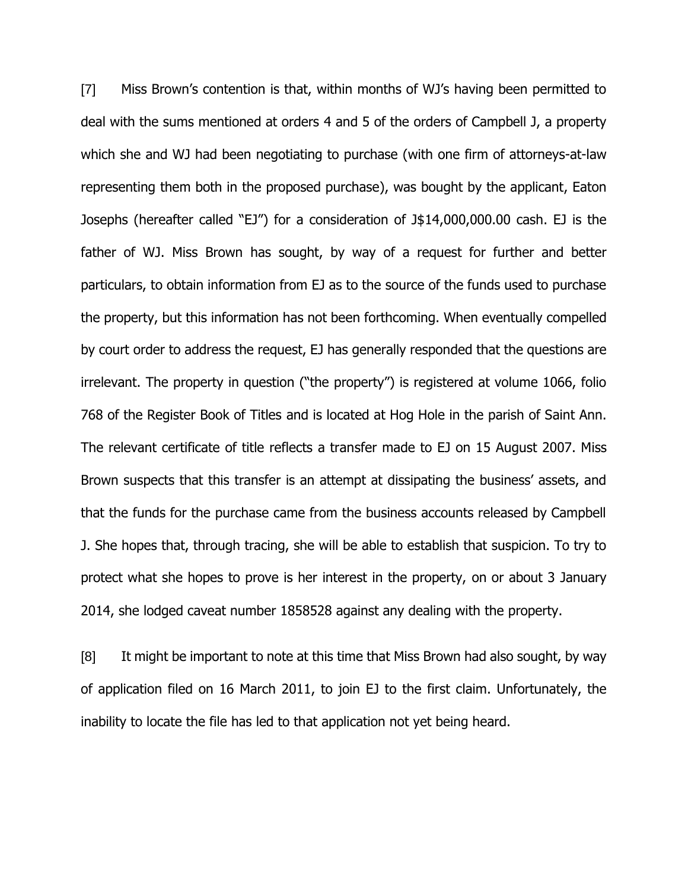[7] Miss Brown's contention is that, within months of WJ's having been permitted to deal with the sums mentioned at orders 4 and 5 of the orders of Campbell J, a property which she and WJ had been negotiating to purchase (with one firm of attorneys-at-law representing them both in the proposed purchase), was bought by the applicant, Eaton Josephs (hereafter called "EJ") for a consideration of J$14,000,000.00 cash. EJ is the father of WJ. Miss Brown has sought, by way of a request for further and better particulars, to obtain information from EJ as to the source of the funds used to purchase the property, but this information has not been forthcoming. When eventually compelled by court order to address the request, EJ has generally responded that the questions are irrelevant. The property in question ("the property") is registered at volume 1066, folio 768 of the Register Book of Titles and is located at Hog Hole in the parish of Saint Ann. The relevant certificate of title reflects a transfer made to EJ on 15 August 2007. Miss Brown suspects that this transfer is an attempt at dissipating the business' assets, and that the funds for the purchase came from the business accounts released by Campbell J. She hopes that, through tracing, she will be able to establish that suspicion. To try to protect what she hopes to prove is her interest in the property, on or about 3 January 2014, she lodged caveat number 1858528 against any dealing with the property.

[8] It might be important to note at this time that Miss Brown had also sought, by way of application filed on 16 March 2011, to join EJ to the first claim. Unfortunately, the inability to locate the file has led to that application not yet being heard.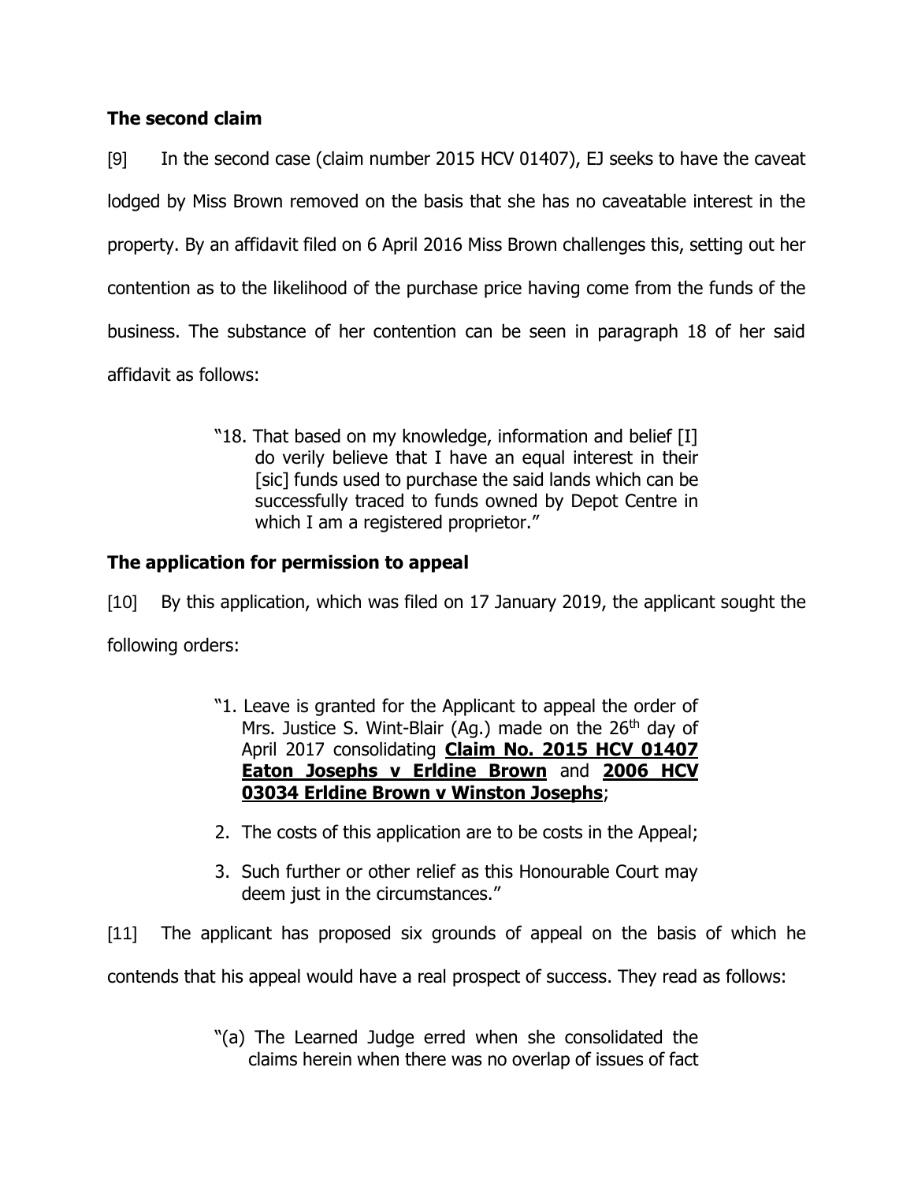**The second claim**

[9] In the second case (claim number 2015 HCV 01407), EJ seeks to have the caveat lodged by Miss Brown removed on the basis that she has no caveatable interest in the property. By an affidavit filed on 6 April 2016 Miss Brown challenges this, setting out her contention as to the likelihood of the purchase price having come from the funds of the business. The substance of her contention can be seen in paragraph 18 of her said affidavit as follows:

> "18. That based on my knowledge, information and belief [I] do verily believe that I have an equal interest in their [sic] funds used to purchase the said lands which can be successfully traced to funds owned by Depot Centre in which I am a registered proprietor."

**The application for permission to appeal**

[10] By this application, which was filed on 17 January 2019, the applicant sought the following orders:

> "1. Leave is granted for the Applicant to appeal the order of Mrs. Justice S. Wint-Blair (Ag.) made on the 26th day of April 2017 consolidating **Claim No. 2015 HCV 01407 Eaton Josephs v Erldine Brown** and **2006 HCV 03034 Erldine Brown v Winston Josephs**;
>
> 2. The costs of this application are to be costs in the Appeal;
>
> 3. Such further or other relief as this Honourable Court may deem just in the circumstances."

[11] The applicant has proposed six grounds of appeal on the basis of which he contends that his appeal would have a real prospect of success. They read as follows:

> "(a) The Learned Judge erred when she consolidated the claims herein when there was no overlap of issues of fact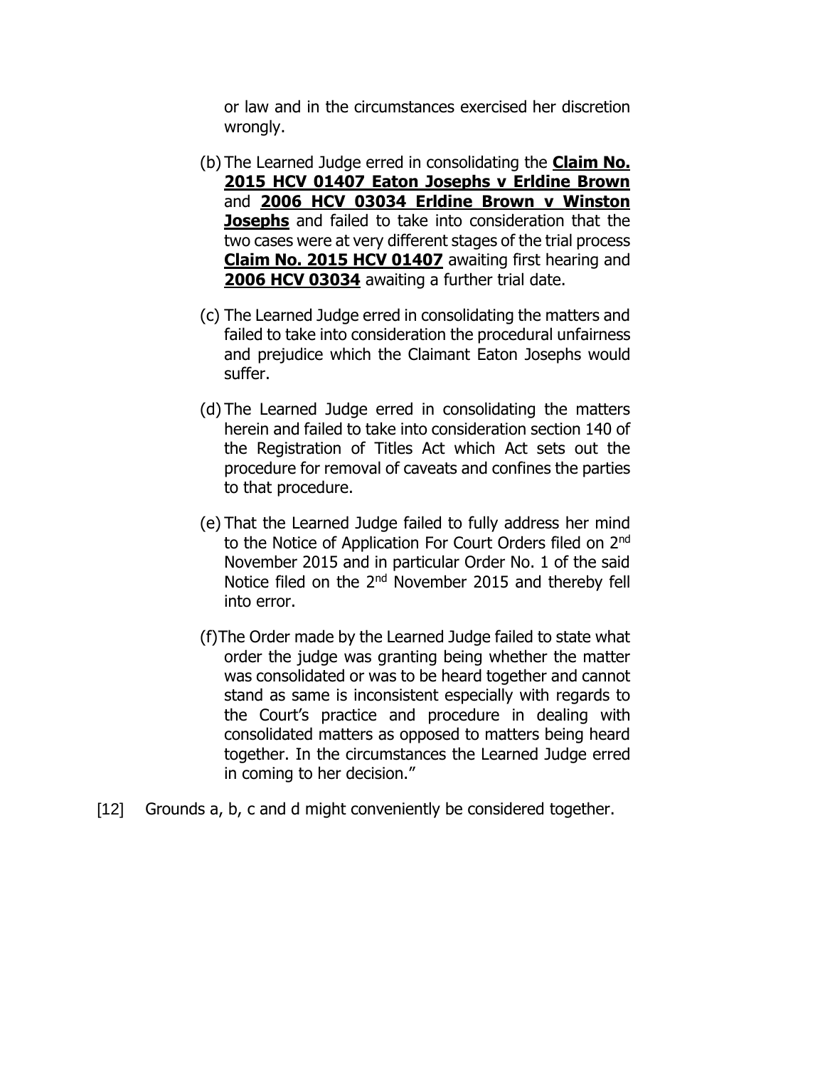or law and in the circumstances exercised her discretion wrongly.

(b) The Learned Judge erred in consolidating the **Claim No. 2015 HCV 01407 Eaton Josephs v Erldine Brown** and **2006 HCV 03034 Erldine Brown v Winston Josephs** and failed to take into consideration that the two cases were at very different stages of the trial process **Claim No. 2015 HCV 01407** awaiting first hearing and **2006 HCV 03034** awaiting a further trial date.

(c) The Learned Judge erred in consolidating the matters and failed to take into consideration the procedural unfairness and prejudice which the Claimant Eaton Josephs would suffer.

(d) The Learned Judge erred in consolidating the matters herein and failed to take into consideration section 140 of the Registration of Titles Act which Act sets out the procedure for removal of caveats and confines the parties to that procedure.

(e) That the Learned Judge failed to fully address her mind to the Notice of Application For Court Orders filed on 2nd November 2015 and in particular Order No. 1 of the said Notice filed on the 2nd November 2015 and thereby fell into error.

(f) The Order made by the Learned Judge failed to state what order the judge was granting being whether the matter was consolidated or was to be heard together and cannot stand as same is inconsistent especially with regards to the Court's practice and procedure in dealing with consolidated matters as opposed to matters being heard together. In the circumstances the Learned Judge erred in coming to her decision."

[12] Grounds a, b, c and d might conveniently be considered together.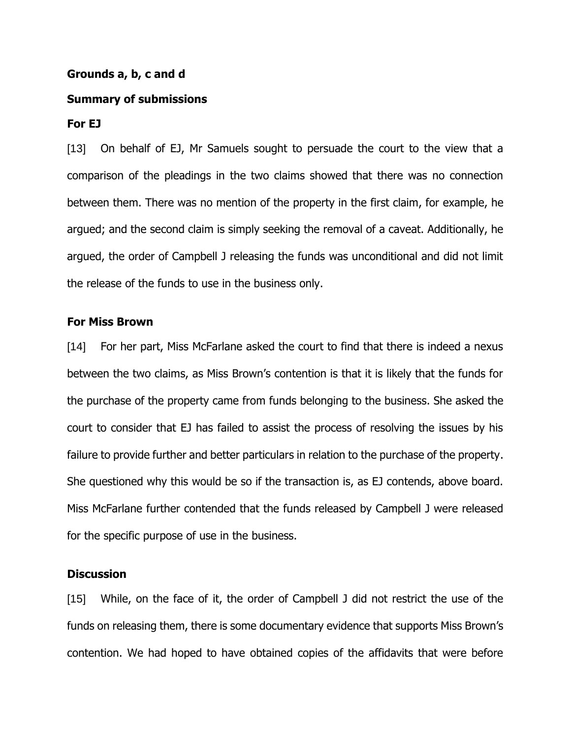**Grounds a, b, c and d**

**Summary of submissions**

**For EJ**

[13] On behalf of EJ, Mr Samuels sought to persuade the court to the view that a comparison of the pleadings in the two claims showed that there was no connection between them. There was no mention of the property in the first claim, for example, he argued; and the second claim is simply seeking the removal of a caveat. Additionally, he argued, the order of Campbell J releasing the funds was unconditional and did not limit the release of the funds to use in the business only.

**For Miss Brown**

[14] For her part, Miss McFarlane asked the court to find that there is indeed a nexus between the two claims, as Miss Brown's contention is that it is likely that the funds for the purchase of the property came from funds belonging to the business. She asked the court to consider that EJ has failed to assist the process of resolving the issues by his failure to provide further and better particulars in relation to the purchase of the property. She questioned why this would be so if the transaction is, as EJ contends, above board. Miss McFarlane further contended that the funds released by Campbell J were released for the specific purpose of use in the business.

**Discussion**

[15] While, on the face of it, the order of Campbell J did not restrict the use of the funds on releasing them, there is some documentary evidence that supports Miss Brown's contention. We had hoped to have obtained copies of the affidavits that were before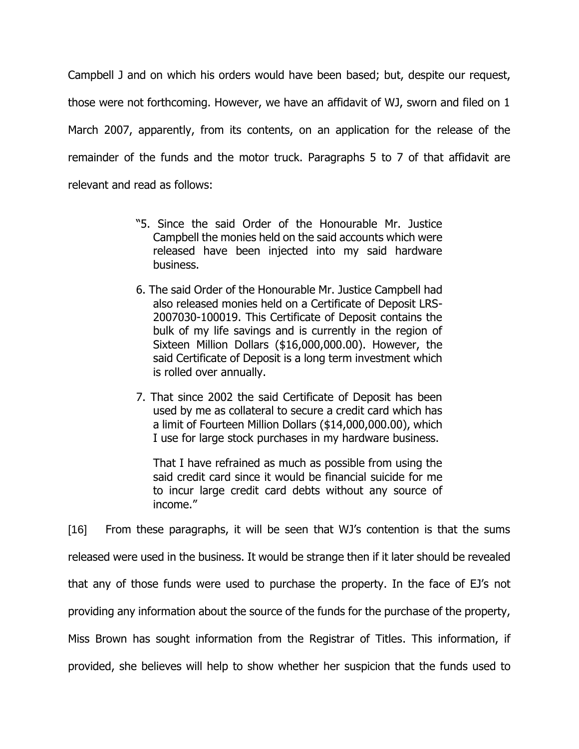Campbell J and on which his orders would have been based; but, despite our request, those were not forthcoming. However, we have an affidavit of WJ, sworn and filed on 1 March 2007, apparently, from its contents, on an application for the release of the remainder of the funds and the motor truck. Paragraphs 5 to 7 of that affidavit are relevant and read as follows:

> "5. Since the said Order of the Honourable Mr. Justice Campbell the monies held on the said accounts which were released have been injected into my said hardware business.
>
> 6. The said Order of the Honourable Mr. Justice Campbell had also released monies held on a Certificate of Deposit LRS-2007030-100019. This Certificate of Deposit contains the bulk of my life savings and is currently in the region of Sixteen Million Dollars ($16,000,000.00). However, the said Certificate of Deposit is a long term investment which is rolled over annually.
>
> 7. That since 2002 the said Certificate of Deposit has been used by me as collateral to secure a credit card which has a limit of Fourteen Million Dollars ($14,000,000.00), which I use for large stock purchases in my hardware business.
>
> That I have refrained as much as possible from using the said credit card since it would be financial suicide for me to incur large credit card debts without any source of income."

[16] From these paragraphs, it will be seen that WJ's contention is that the sums released were used in the business. It would be strange then if it later should be revealed that any of those funds were used to purchase the property. In the face of EJ's not providing any information about the source of the funds for the purchase of the property, Miss Brown has sought information from the Registrar of Titles. This information, if provided, she believes will help to show whether her suspicion that the funds used to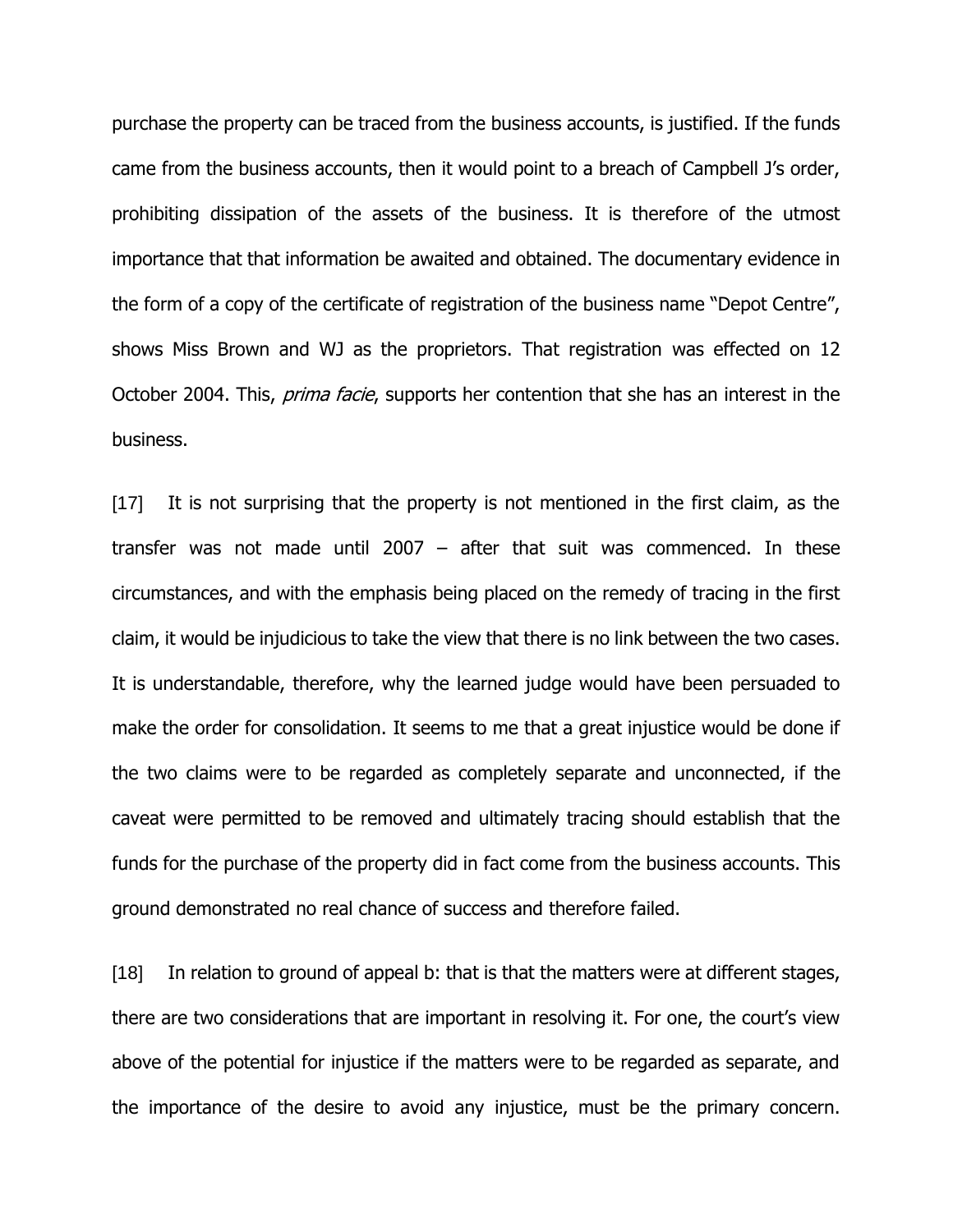purchase the property can be traced from the business accounts, is justified. If the funds came from the business accounts, then it would point to a breach of Campbell J's order, prohibiting dissipation of the assets of the business. It is therefore of the utmost importance that that information be awaited and obtained. The documentary evidence in the form of a copy of the certificate of registration of the business name "Depot Centre", shows Miss Brown and WJ as the proprietors. That registration was effected on 12 October 2004. This, *prima facie*, supports her contention that she has an interest in the business.

[17] It is not surprising that the property is not mentioned in the first claim, as the transfer was not made until 2007 – after that suit was commenced. In these circumstances, and with the emphasis being placed on the remedy of tracing in the first claim, it would be injudicious to take the view that there is no link between the two cases. It is understandable, therefore, why the learned judge would have been persuaded to make the order for consolidation. It seems to me that a great injustice would be done if the two claims were to be regarded as completely separate and unconnected, if the caveat were permitted to be removed and ultimately tracing should establish that the funds for the purchase of the property did in fact come from the business accounts. This ground demonstrated no real chance of success and therefore failed.

[18] In relation to ground of appeal b: that is that the matters were at different stages, there are two considerations that are important in resolving it. For one, the court's view above of the potential for injustice if the matters were to be regarded as separate, and the importance of the desire to avoid any injustice, must be the primary concern.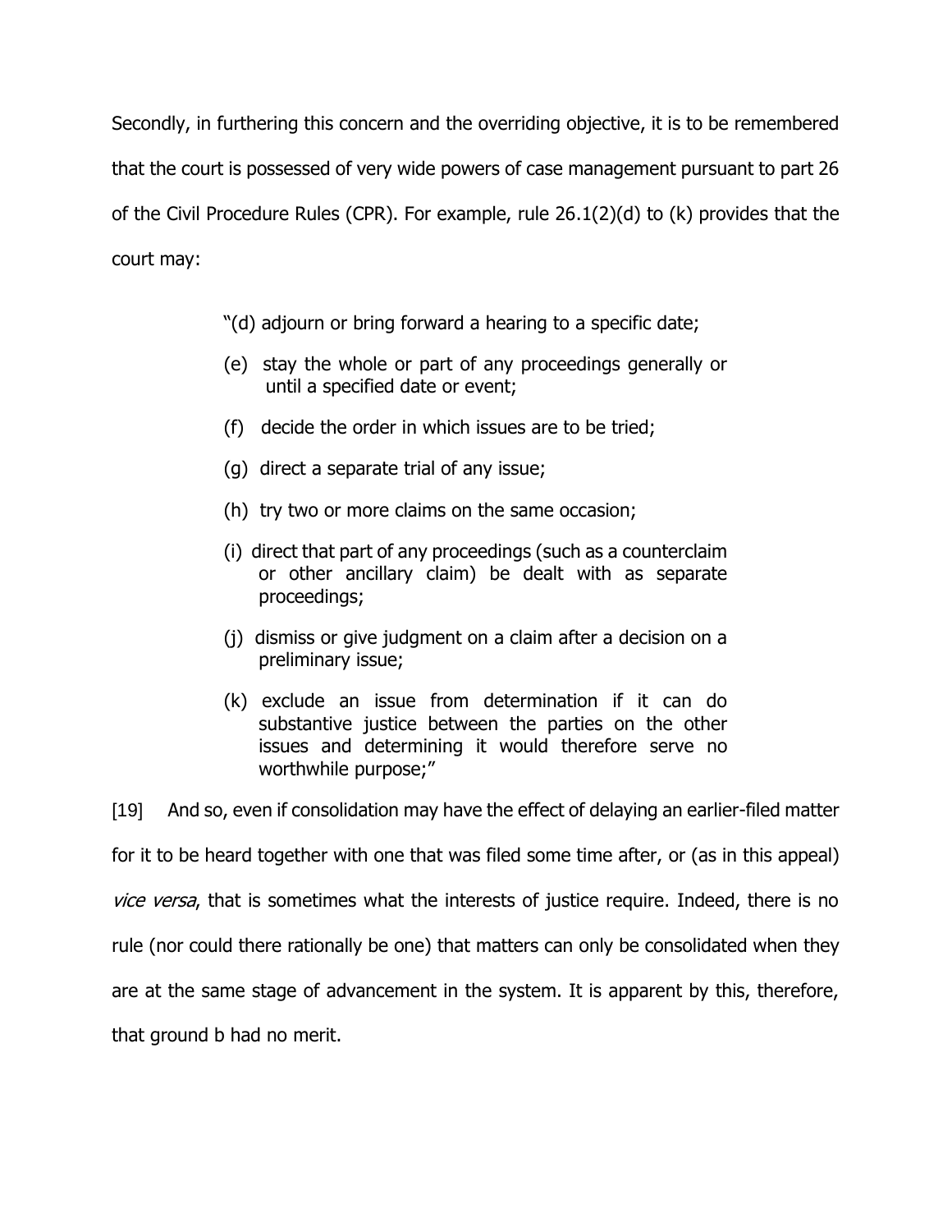Secondly, in furthering this concern and the overriding objective, it is to be remembered that the court is possessed of very wide powers of case management pursuant to part 26 of the Civil Procedure Rules (CPR). For example, rule 26.1(2)(d) to (k) provides that the court may:

> "(d) adjourn or bring forward a hearing to a specific date;
>
> (e) stay the whole or part of any proceedings generally or until a specified date or event;
>
> (f) decide the order in which issues are to be tried;
>
> (g) direct a separate trial of any issue;
>
> (h) try two or more claims on the same occasion;
>
> (i) direct that part of any proceedings (such as a counterclaim or other ancillary claim) be dealt with as separate proceedings;
>
> (j) dismiss or give judgment on a claim after a decision on a preliminary issue;
>
> (k) exclude an issue from determination if it can do substantive justice between the parties on the other issues and determining it would therefore serve no worthwhile purpose;"

[19] And so, even if consolidation may have the effect of delaying an earlier-filed matter for it to be heard together with one that was filed some time after, or (as in this appeal) *vice versa*, that is sometimes what the interests of justice require. Indeed, there is no rule (nor could there rationally be one) that matters can only be consolidated when they are at the same stage of advancement in the system. It is apparent by this, therefore, that ground b had no merit.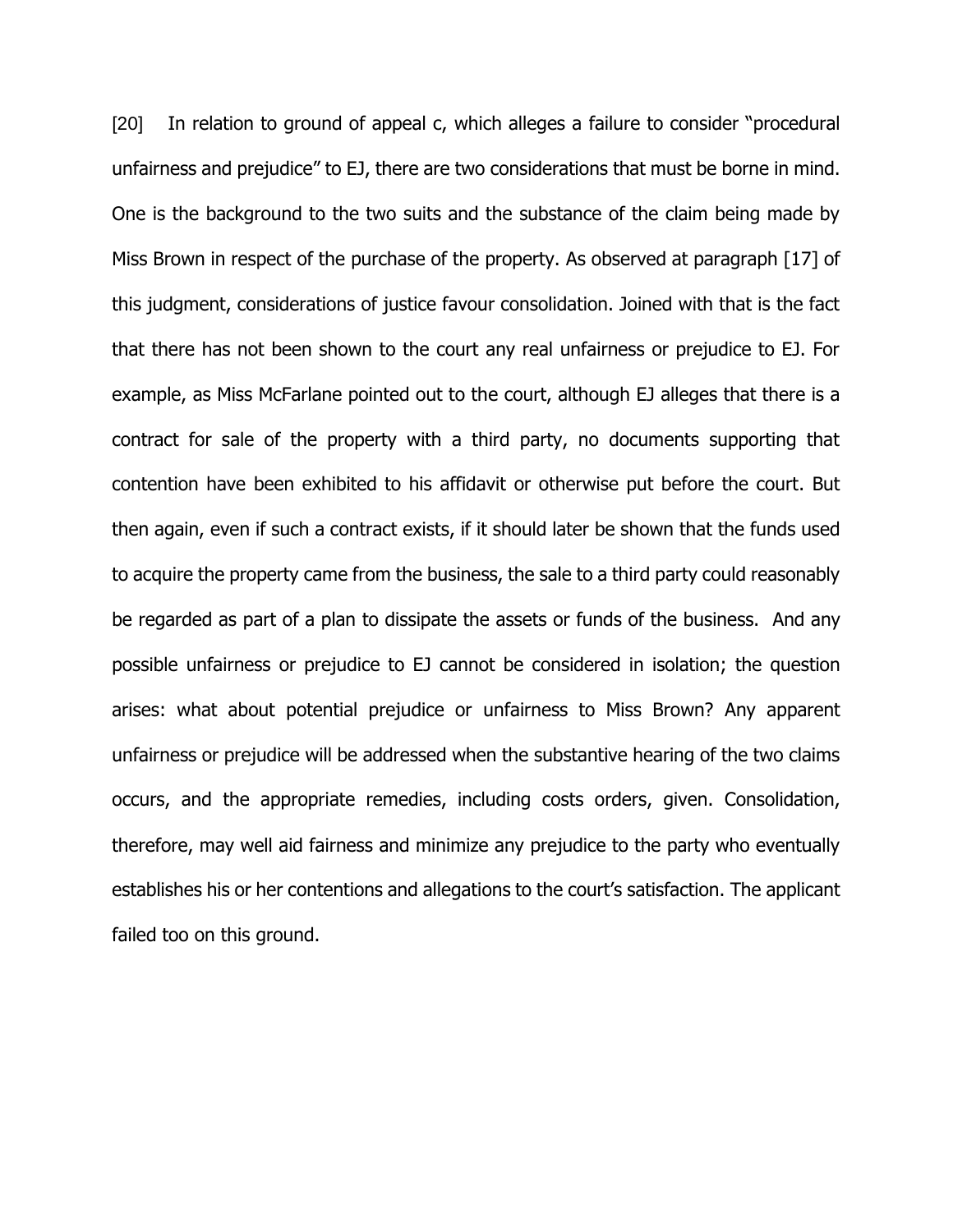[20] In relation to ground of appeal c, which alleges a failure to consider "procedural unfairness and prejudice" to EJ, there are two considerations that must be borne in mind. One is the background to the two suits and the substance of the claim being made by Miss Brown in respect of the purchase of the property. As observed at paragraph [17] of this judgment, considerations of justice favour consolidation. Joined with that is the fact that there has not been shown to the court any real unfairness or prejudice to EJ. For example, as Miss McFarlane pointed out to the court, although EJ alleges that there is a contract for sale of the property with a third party, no documents supporting that contention have been exhibited to his affidavit or otherwise put before the court. But then again, even if such a contract exists, if it should later be shown that the funds used to acquire the property came from the business, the sale to a third party could reasonably be regarded as part of a plan to dissipate the assets or funds of the business. And any possible unfairness or prejudice to EJ cannot be considered in isolation; the question arises: what about potential prejudice or unfairness to Miss Brown? Any apparent unfairness or prejudice will be addressed when the substantive hearing of the two claims occurs, and the appropriate remedies, including costs orders, given. Consolidation, therefore, may well aid fairness and minimize any prejudice to the party who eventually establishes his or her contentions and allegations to the court's satisfaction. The applicant failed too on this ground.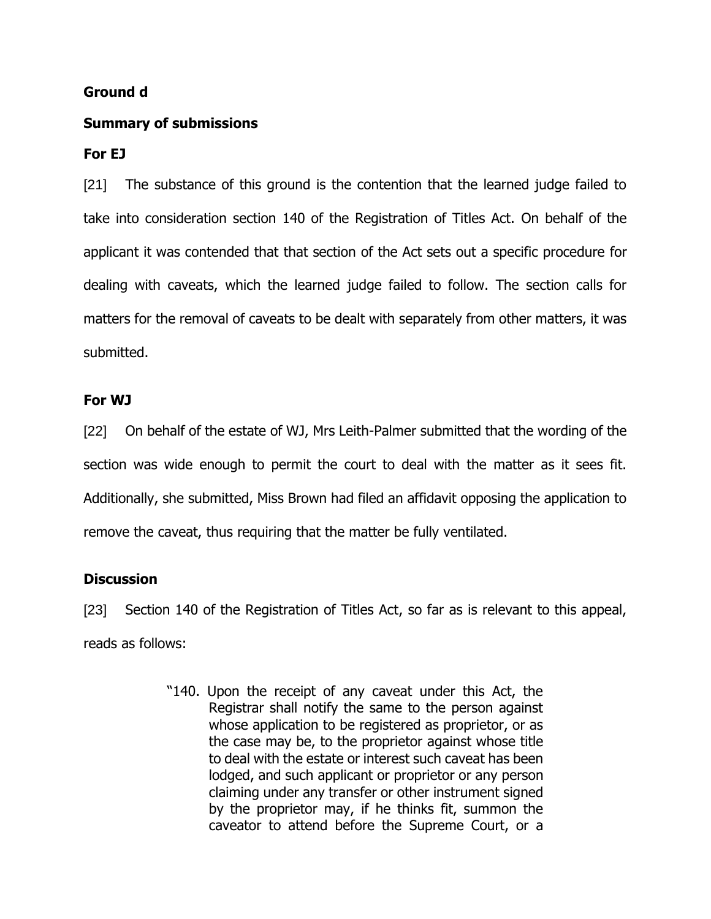**Ground d**

**Summary of submissions**

**For EJ**

[21] The substance of this ground is the contention that the learned judge failed to take into consideration section 140 of the Registration of Titles Act. On behalf of the applicant it was contended that that section of the Act sets out a specific procedure for dealing with caveats, which the learned judge failed to follow. The section calls for matters for the removal of caveats to be dealt with separately from other matters, it was submitted.

**For WJ**

[22] On behalf of the estate of WJ, Mrs Leith-Palmer submitted that the wording of the section was wide enough to permit the court to deal with the matter as it sees fit. Additionally, she submitted, Miss Brown had filed an affidavit opposing the application to remove the caveat, thus requiring that the matter be fully ventilated.

**Discussion**

[23] Section 140 of the Registration of Titles Act, so far as is relevant to this appeal, reads as follows:

> "140. Upon the receipt of any caveat under this Act, the Registrar shall notify the same to the person against whose application to be registered as proprietor, or as the case may be, to the proprietor against whose title to deal with the estate or interest such caveat has been lodged, and such applicant or proprietor or any person claiming under any transfer or other instrument signed by the proprietor may, if he thinks fit, summon the caveator to attend before the Supreme Court, or a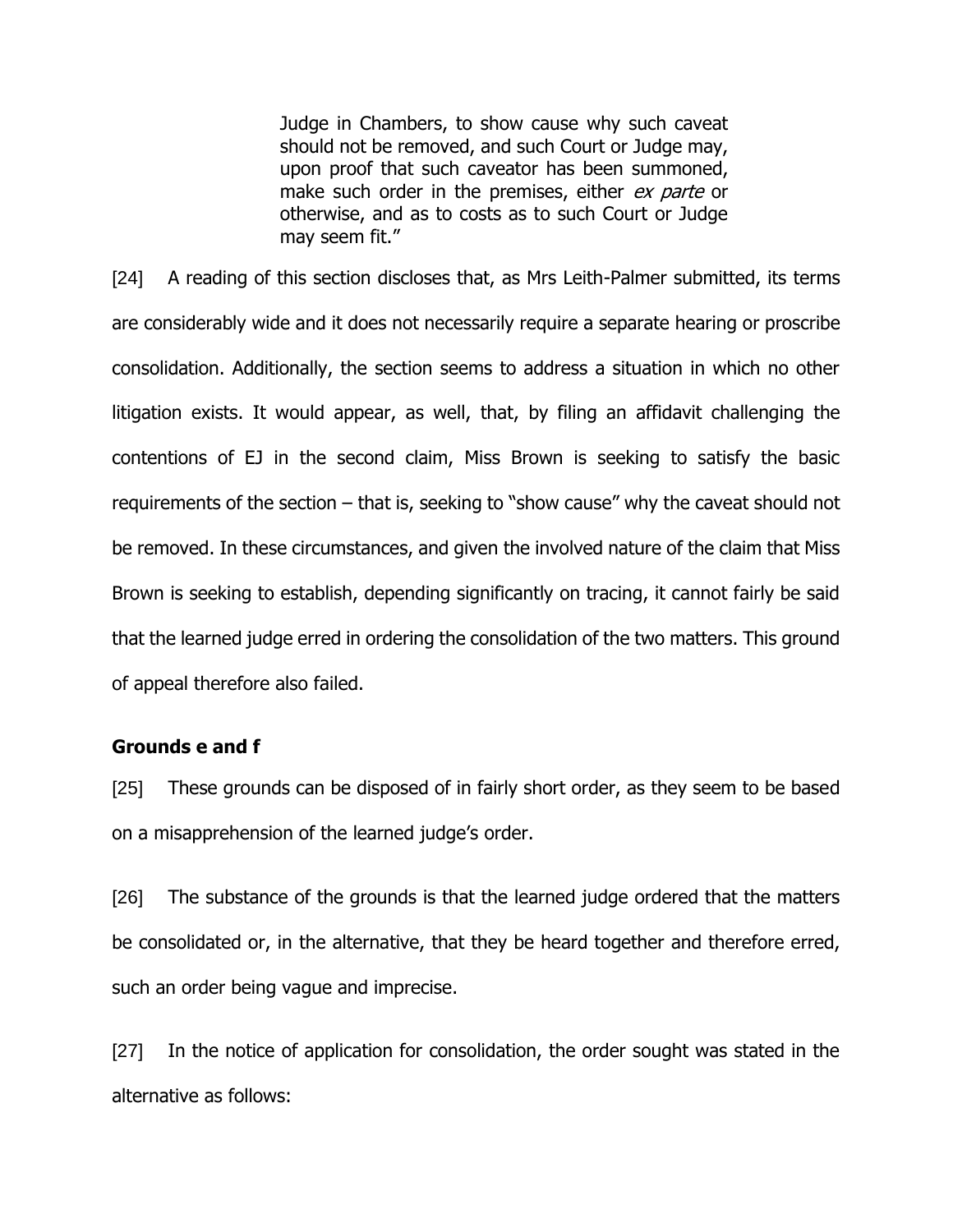> Judge in Chambers, to show cause why such caveat should not be removed, and such Court or Judge may, upon proof that such caveator has been summoned, make such order in the premises, either *ex parte* or otherwise, and as to costs as to such Court or Judge may seem fit."

[24] A reading of this section discloses that, as Mrs Leith-Palmer submitted, its terms are considerably wide and it does not necessarily require a separate hearing or proscribe consolidation. Additionally, the section seems to address a situation in which no other litigation exists. It would appear, as well, that, by filing an affidavit challenging the contentions of EJ in the second claim, Miss Brown is seeking to satisfy the basic requirements of the section – that is, seeking to "show cause" why the caveat should not be removed. In these circumstances, and given the involved nature of the claim that Miss Brown is seeking to establish, depending significantly on tracing, it cannot fairly be said that the learned judge erred in ordering the consolidation of the two matters. This ground of appeal therefore also failed.

**Grounds e and f**

[25] These grounds can be disposed of in fairly short order, as they seem to be based on a misapprehension of the learned judge's order.

[26] The substance of the grounds is that the learned judge ordered that the matters be consolidated or, in the alternative, that they be heard together and therefore erred, such an order being vague and imprecise.

[27] In the notice of application for consolidation, the order sought was stated in the alternative as follows: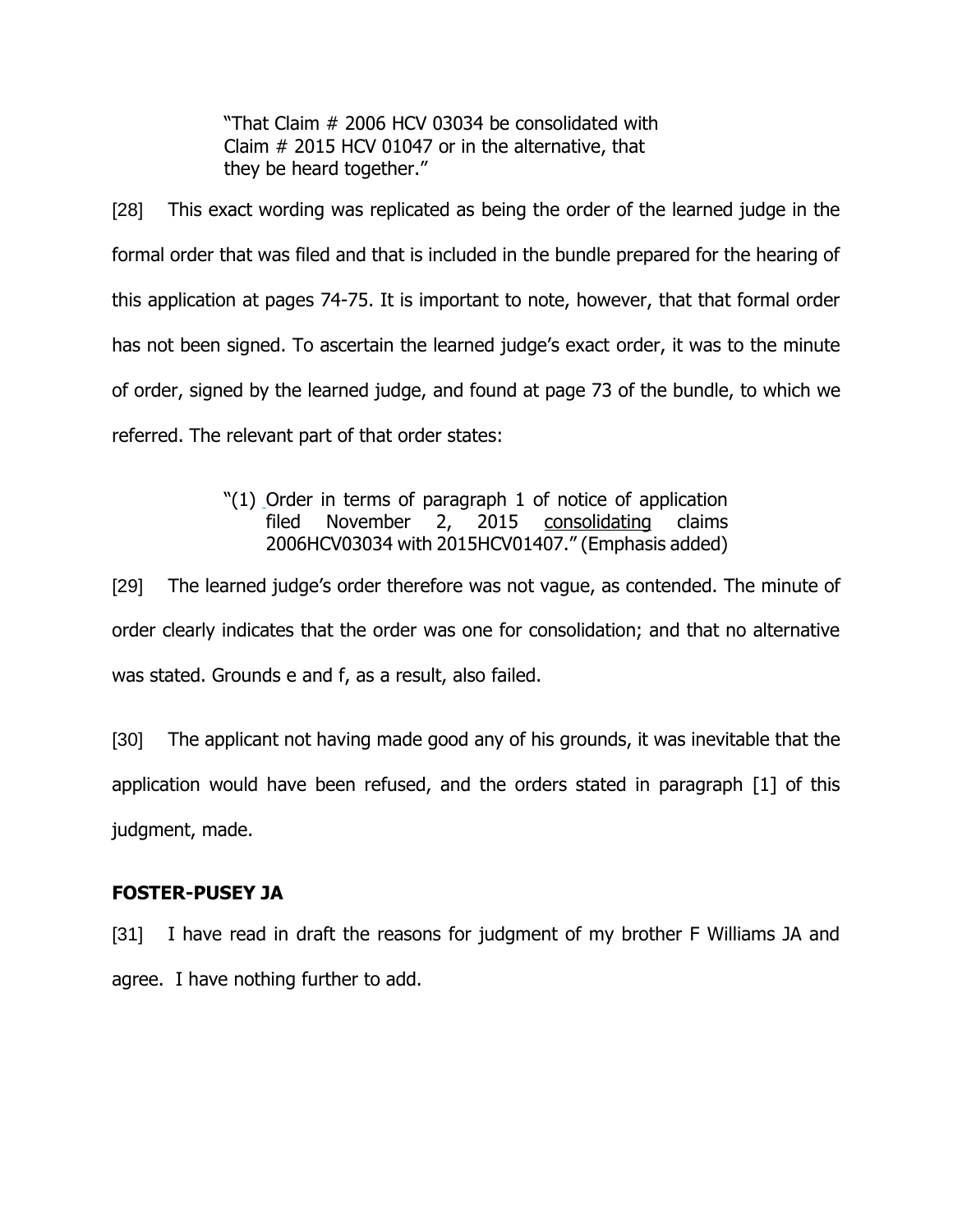> "That Claim # 2006 HCV 03034 be consolidated with Claim # 2015 HCV 01047 or in the alternative, that they be heard together."

[28] This exact wording was replicated as being the order of the learned judge in the formal order that was filed and that is included in the bundle prepared for the hearing of this application at pages 74-75. It is important to note, however, that that formal order has not been signed. To ascertain the learned judge's exact order, it was to the minute of order, signed by the learned judge, and found at page 73 of the bundle, to which we referred. The relevant part of that order states:

> "(1) Order in terms of paragraph 1 of notice of application filed November 2, 2015 consolidating claims 2006HCV03034 with 2015HCV01407." (Emphasis added)

[29] The learned judge's order therefore was not vague, as contended. The minute of order clearly indicates that the order was one for consolidation; and that no alternative was stated. Grounds e and f, as a result, also failed.

[30] The applicant not having made good any of his grounds, it was inevitable that the application would have been refused, and the orders stated in paragraph [1] of this judgment, made.

**FOSTER-PUSEY JA**

[31] I have read in draft the reasons for judgment of my brother F Williams JA and agree. I have nothing further to add.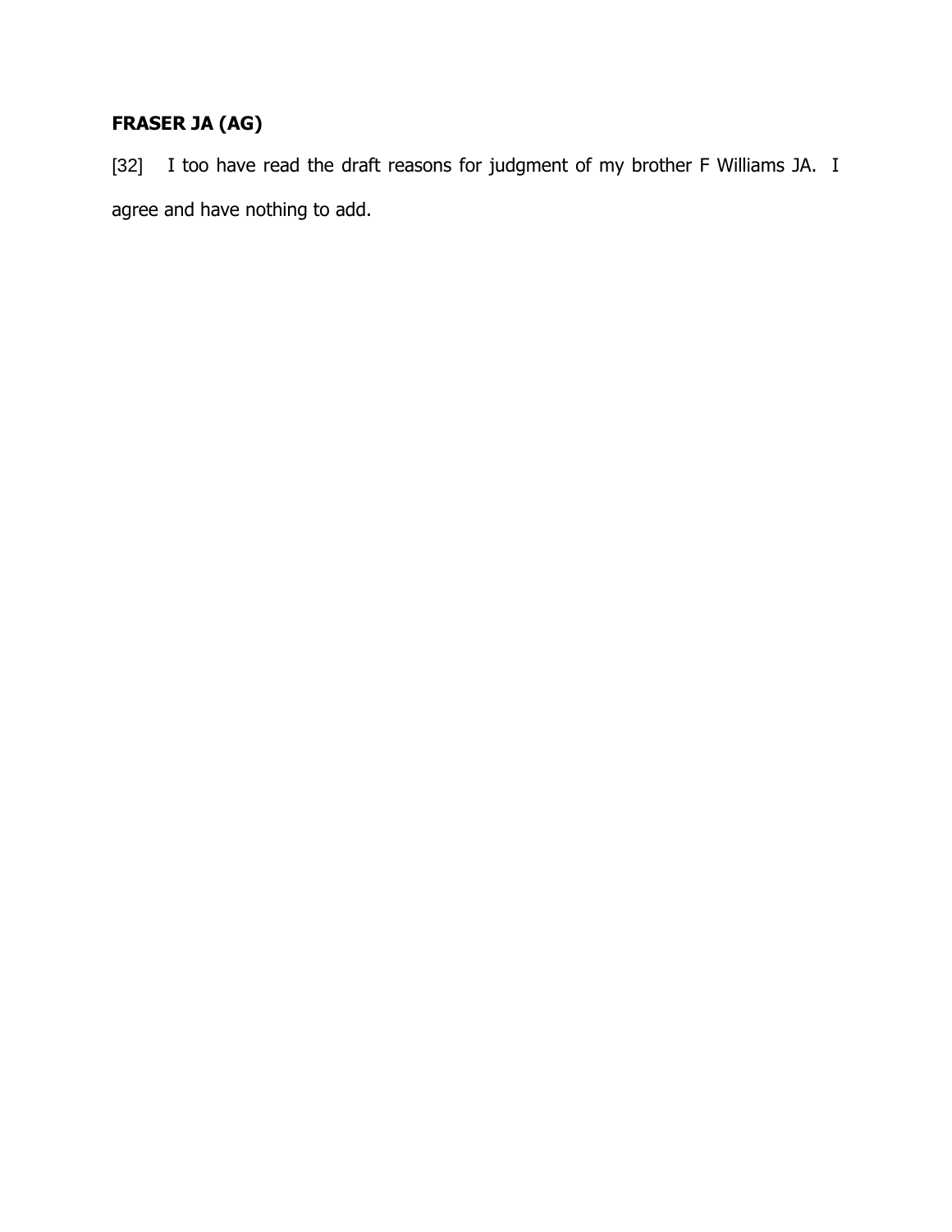**FRASER JA (AG)**

[32] I too have read the draft reasons for judgment of my brother F Williams JA. I agree and have nothing to add.